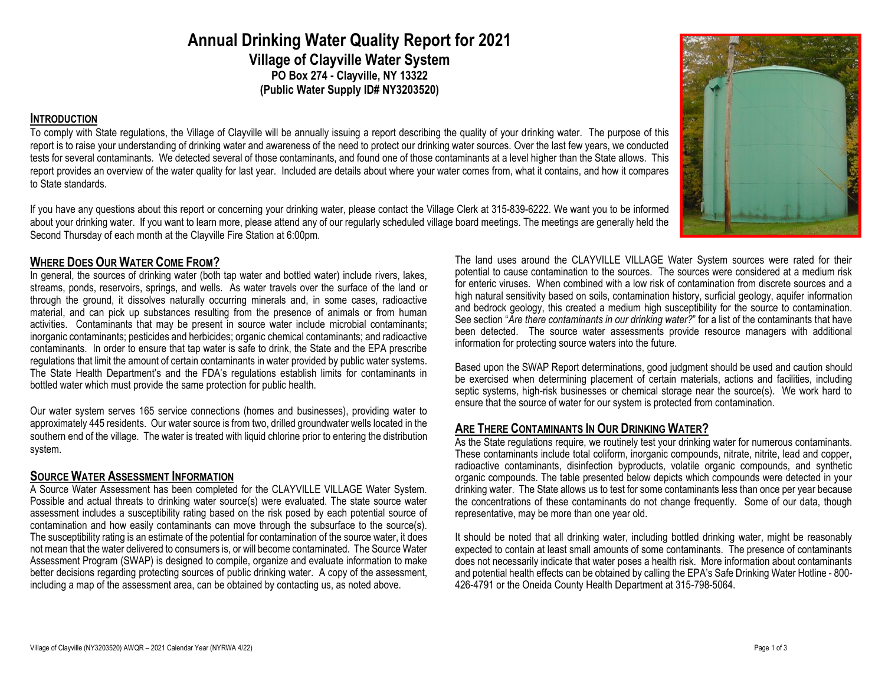# Annual Drinking Water Quality Report for 2021

## Village of Clayville Water System

**PO Box 274 - Clayville, NY 13322**

**(Public Water Supply ID# NY3203520)**

## INTRODUCTION

To comply with State regulations, the Village of Clayville will be annually issuing a report describing the quality of your drinking water. The purpose of this report is to raise your understanding of drinking water and awareness of the need to protect our drinking water sources. Over the last few years, we conducted tests for several contaminants. We detected several of those contaminants, and found one of those contaminants at a level higher than the State allows. This report provides an overview of the water quality for last year. Included are details about where your water comes from, what it contains, and how it compares to State standards.

If you have any questions about this report or concerning your drinking water, please contact the Village Clerk at 315-839-6222. We want you to be informed about your drinking water. If you want to learn more, please attend any of our regularly scheduled village board meetings. The meetings are generally held the Second Thursday of each month at the Clayville Fire Station at 6:00pm.

## WHERE DOES OUR WATER COME FROM?

In general, the sources of drinking water (both tap water and bottled water) include rivers, lakes, streams, ponds, reservoirs, springs, and wells. As water travels over the surface of the land or through the ground, it dissolves naturally occurring minerals and, in some cases, radioactive material, and can pick up substances resulting from the presence of animals or from human activities. Contaminants that may be present in source water include microbial contaminants; inorganic contaminants; pesticides and herbicides; organic chemical contaminants; and radioactive contaminants. In order to ensure that tap water is safe to drink, the State and the EPA prescribe regulations that limit the amount of certain contaminants in water provided by public water systems. The State Health Department's and the FDA's regulations establish limits for contaminants in bottled water which must provide the same protection for public health.

Our water system serves 165 service connections (homes and businesses), providing water to approximately 445 residents. Our water source is from two, drilled groundwater wells located in the southern end of the village. The water is treated with liquid chlorine prior to entering the distribution system.

## SOURCE WATER ASSESSMENT INFORMATION

A Source Water Assessment has been completed for the CLAYVILLE VILLAGE Water System. Possible and actual threats to drinking water source(s) were evaluated. The state source water assessment includes a susceptibility rating based on the risk posed by each potential source of contamination and how easily contaminants can move through the subsurface to the source(s). The susceptibility rating is an estimate of the potential for contamination of the source water, it does not mean that the water delivered to consumers is, or will become contaminated. The Source Water Assessment Program (SWAP) is designed to compile, organize and evaluate information to make better decisions regarding protecting sources of public drinking water. A copy of the assessment, including a map of the assessment area, can be obtained by contacting us, as noted above.

The land uses around the CLAYVILLE VILLAGE Water System sources were rated for their potential to cause contamination to the sources. The sources were considered at a medium risk for enteric viruses. When combined with a low risk of contamination from discrete sources and a high natural sensitivity based on soils, contamination history, surficial geology, aquifer information and bedrock geology, this created a medium high susceptibility for the source to contamination. See section "*Are there contaminants in our drinking water?*" for a list of the contaminants that have been detected. The source water assessments provide resource managers with additional information for protecting source waters into the future.

Based upon the SWAP Report determinations, good judgment should be used and caution should be exercised when determining placement of certain materials, actions and facilities, including septic systems, high-risk businesses or chemical storage near the source(s). We work hard to ensure that the source of water for our system is protected from contamination.

## ARE THERE CONTAMINANTS IN OUR DRINKING WATER?

As the State regulations require, we routinely test your drinking water for numerous contaminants. These contaminants include total coliform, inorganic compounds, nitrate, nitrite, lead and copper, radioactive contaminants, disinfection byproducts, volatile organic compounds, and synthetic organic compounds. The table presented below depicts which compounds were detected in your drinking water. The State allows us to test for some contaminants less than once per year because the concentrations of these contaminants do not change frequently. Some of our data, though representative, may be more than one year old.

It should be noted that all drinking water, including bottled drinking water, might be reasonably expected to contain at least small amounts of some contaminants. The presence of contaminants does not necessarily indicate that water poses a health risk. More information about contaminants and potential health effects can be obtained by calling the EPA's Safe Drinking Water Hotline - 800-426-4791 or the Oneida County Health Department at 315-798-5064.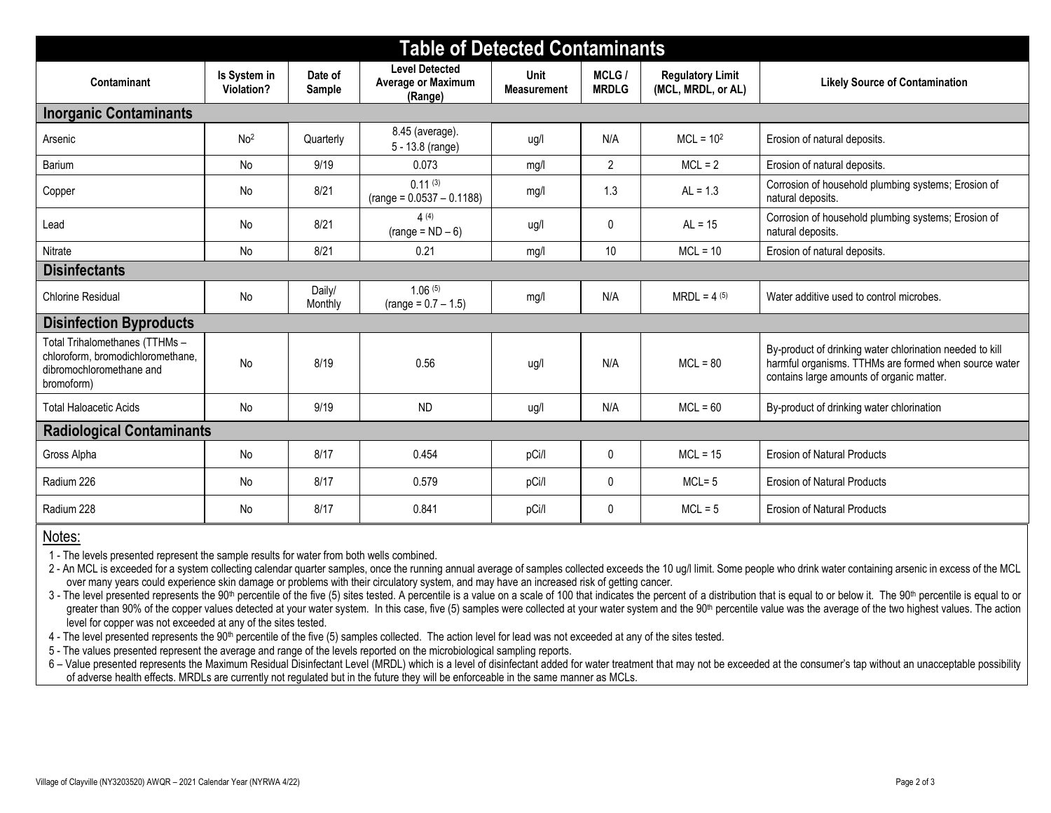## Table of Detected Contaminants

| Contaminant | Is System in Violation? | Date of Sample | Level Detected Average or Maximum (Range) | Unit Measurement | MCLG / MRDLG | Regulatory Limit (MCL, MRDL, or AL) | Likely Source of Contamination |
|---|---|---|---|---|---|---|---|
| **Inorganic Contaminants** | | | | | | | |
| Arsenic | No[2] | Quarterly | 8.45 (average). 5 - 13.8 (range) | ug/l | N/A | MCL = 10[2] | Erosion of natural deposits. |
| Barium | No | 9/19 | 0.073 | mg/l | 2 | MCL = 2 | Erosion of natural deposits. |
| Copper | No | 8/21 | 0.11 [(3)] (range = 0.0537 – 0.1188) | mg/l | 1.3 | AL = 1.3 | Corrosion of household plumbing systems; Erosion of natural deposits. |
| Lead | No | 8/21 | 4 [(4)] (range = ND – 6) | ug/l | 0 | AL = 15 | Corrosion of household plumbing systems; Erosion of natural deposits. |
| Nitrate | No | 8/21 | 0.21 | mg/l | 10 | MCL = 10 | Erosion of natural deposits. |
| **Disinfectants** | | | | | | | |
| Chlorine Residual | No | Daily/ Monthly | 1.06 [(5)] (range = 0.7 – 1.5) | mg/l | N/A | MRDL = 4 [(5)] | Water additive used to control microbes. |
| **Disinfection Byproducts** | | | | | | | |
| Total Trihalomethanes (TTHMs – chloroform, bromodichloromethane, dibromochloromethane and bromoform) | No | 8/19 | 0.56 | ug/l | N/A | MCL = 80 | By-product of drinking water chlorination needed to kill harmful organisms. TTHMs are formed when source water contains large amounts of organic matter. |
| Total Haloacetic Acids | No | 9/19 | ND | ug/l | N/A | MCL = 60 | By-product of drinking water chlorination |
| **Radiological Contaminants** | | | | | | | |
| Gross Alpha | No | 8/17 | 0.454 | pCi/l | 0 | MCL = 15 | Erosion of Natural Products |
| Radium 226 | No | 8/17 | 0.579 | pCi/l | 0 | MCL= 5 | Erosion of Natural Products |
| Radium 228 | No | 8/17 | 0.841 | pCi/l | 0 | MCL = 5 | Erosion of Natural Products |

### Notes:

1 - The levels presented represent the sample results for water from both wells combined.

2 - An MCL is exceeded for a system collecting calendar quarter samples, once the running annual average of samples collected exceeds the 10 ug/l limit. Some people who drink water containing arsenic in excess of the MCL over many years could experience skin damage or problems with their circulatory system, and may have an increased risk of getting cancer.

3 - The level presented represents the 90th percentile of the five (5) sites tested. A percentile is a value on a scale of 100 that indicates the percent of a distribution that is equal to or below it. The 90th percentile is equal to or greater than 90% of the copper values detected at your water system. In this case, five (5) samples were collected at your water system and the 90th percentile value was the average of the two highest values. The action level for copper was not exceeded at any of the sites tested.

4 - The level presented represents the 90th percentile of the five (5) samples collected. The action level for lead was not exceeded at any of the sites tested.

5 - The values presented represent the average and range of the levels reported on the microbiological sampling reports.

6 – Value presented represents the Maximum Residual Disinfectant Level (MRDL) which is a level of disinfectant added for water treatment that may not be exceeded at the consumer's tap without an unacceptable possibility of adverse health effects. MRDLs are currently not regulated but in the future they will be enforceable in the same manner as MCLs.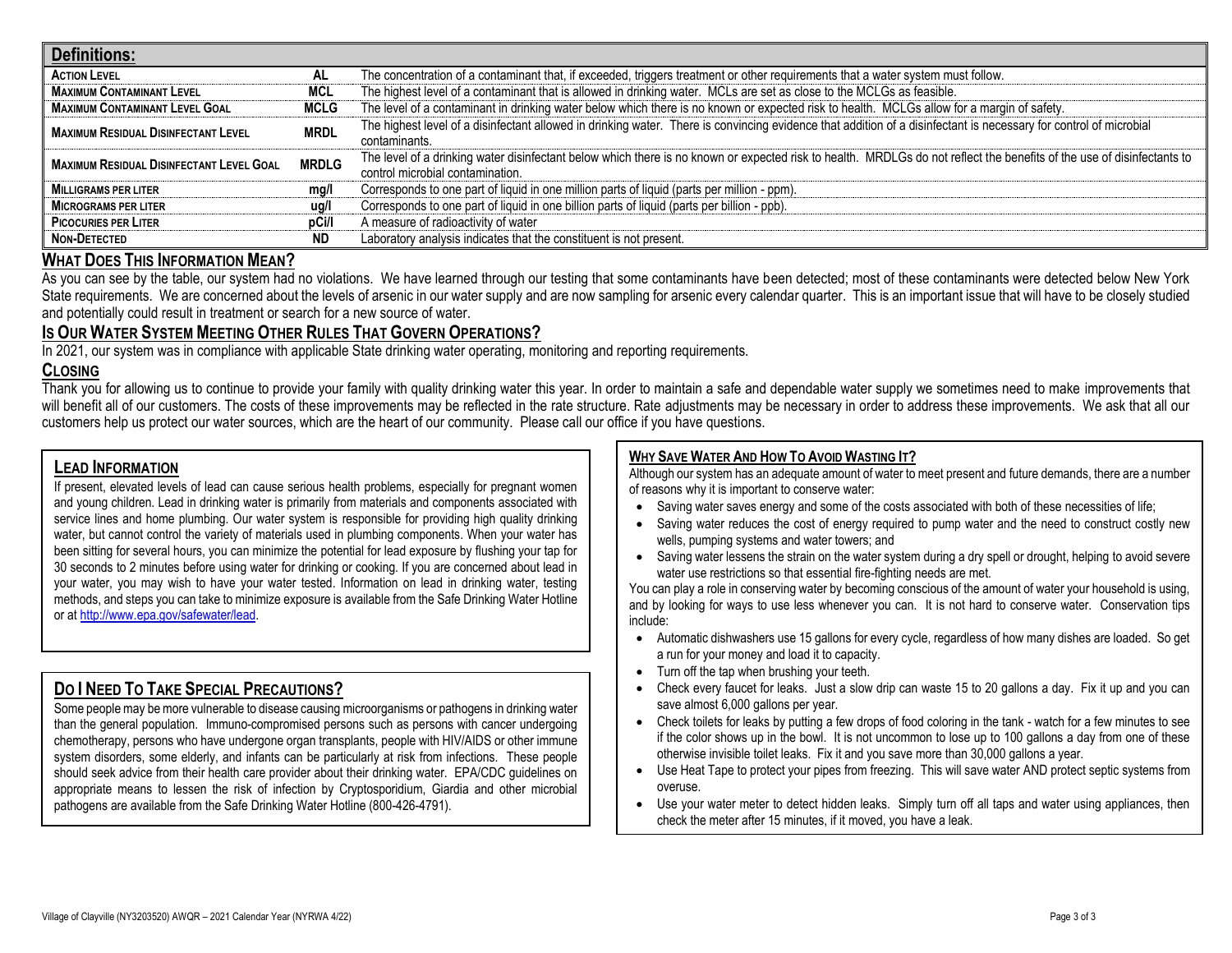## Definitions:

| | | |
|---|---|---|
| **Action Level** | **AL** | The concentration of a contaminant that, if exceeded, triggers treatment or other requirements that a water system must follow. |
| **Maximum Contaminant Level** | **MCL** | The highest level of a contaminant that is allowed in drinking water. MCLs are set as close to the MCLGs as feasible. |
| **Maximum Contaminant Level Goal** | **MCLG** | The level of a contaminant in drinking water below which there is no known or expected risk to health. MCLGs allow for a margin of safety. |
| **Maximum Residual Disinfectant Level** | **MRDL** | The highest level of a disinfectant allowed in drinking water. There is convincing evidence that addition of a disinfectant is necessary for control of microbial contaminants. |
| **Maximum Residual Disinfectant Level Goal** | **MRDLG** | The level of a drinking water disinfectant below which there is no known or expected risk to health. MRDLGs do not reflect the benefits of the use of disinfectants to control microbial contamination. |
| **Milligrams per liter** | **mg/l** | Corresponds to one part of liquid in one million parts of liquid (parts per million - ppm). |
| **Micrograms per liter** | **ug/l** | Corresponds to one part of liquid in one billion parts of liquid (parts per billion - ppb). |
| **Picocuries per Liter** | **pCi/l** | A measure of radioactivity of water |
| **Non-Detected** | **ND** | Laboratory analysis indicates that the constituent is not present. |

## What Does This Information Mean?

As you can see by the table, our system had no violations. We have learned through our testing that some contaminants have been detected; most of these contaminants were detected below New York State requirements. We are concerned about the levels of arsenic in our water supply and are now sampling for arsenic every calendar quarter. This is an important issue that will have to be closely studied and potentially could result in treatment or search for a new source of water.

## Is Our Water System Meeting Other Rules That Govern Operations?

In 2021, our system was in compliance with applicable State drinking water operating, monitoring and reporting requirements.

## Closing

Thank you for allowing us to continue to provide your family with quality drinking water this year. In order to maintain a safe and dependable water supply we sometimes need to make improvements that will benefit all of our customers. The costs of these improvements may be reflected in the rate structure. Rate adjustments may be necessary in order to address these improvements. We ask that all our customers help us protect our water sources, which are the heart of our community. Please call our office if you have questions.

## Lead Information

If present, elevated levels of lead can cause serious health problems, especially for pregnant women and young children. Lead in drinking water is primarily from materials and components associated with service lines and home plumbing. Our water system is responsible for providing high quality drinking water, but cannot control the variety of materials used in plumbing components. When your water has been sitting for several hours, you can minimize the potential for lead exposure by flushing your tap for 30 seconds to 2 minutes before using water for drinking or cooking. If you are concerned about lead in your water, you may wish to have your water tested. Information on lead in drinking water, testing methods, and steps you can take to minimize exposure is available from the Safe Drinking Water Hotline or at http://www.epa.gov/safewater/lead.

## Do I Need To Take Special Precautions?

Some people may be more vulnerable to disease causing microorganisms or pathogens in drinking water than the general population. Immuno-compromised persons such as persons with cancer undergoing chemotherapy, persons who have undergone organ transplants, people with HIV/AIDS or other immune system disorders, some elderly, and infants can be particularly at risk from infections. These people should seek advice from their health care provider about their drinking water. EPA/CDC guidelines on appropriate means to lessen the risk of infection by Cryptosporidium, Giardia and other microbial pathogens are available from the Safe Drinking Water Hotline (800-426-4791).

## Why Save Water And How To Avoid Wasting It?

Although our system has an adequate amount of water to meet present and future demands, there are a number of reasons why it is important to conserve water:

- Saving water saves energy and some of the costs associated with both of these necessities of life;
- Saving water reduces the cost of energy required to pump water and the need to construct costly new wells, pumping systems and water towers; and
- Saving water lessens the strain on the water system during a dry spell or drought, helping to avoid severe water use restrictions so that essential fire-fighting needs are met.

You can play a role in conserving water by becoming conscious of the amount of water your household is using, and by looking for ways to use less whenever you can. It is not hard to conserve water. Conservation tips include:

- Automatic dishwashers use 15 gallons for every cycle, regardless of how many dishes are loaded. So get a run for your money and load it to capacity.
- Turn off the tap when brushing your teeth.
- Check every faucet for leaks. Just a slow drip can waste 15 to 20 gallons a day. Fix it up and you can save almost 6,000 gallons per year.
- Check toilets for leaks by putting a few drops of food coloring in the tank - watch for a few minutes to see if the color shows up in the bowl. It is not uncommon to lose up to 100 gallons a day from one of these otherwise invisible toilet leaks. Fix it and you save more than 30,000 gallons a year.
- Use Heat Tape to protect your pipes from freezing. This will save water AND protect septic systems from overuse.
- Use your water meter to detect hidden leaks. Simply turn off all taps and water using appliances, then check the meter after 15 minutes, if it moved, you have a leak.